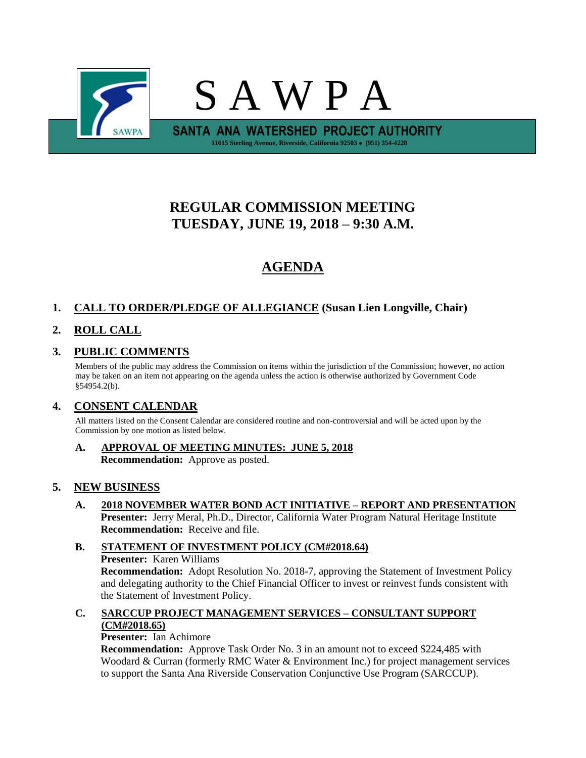# S A W P A

**SANTA ANA WATERSHED PROJECT AUTHORITY**

11615 Sterling Avenue, Riverside, California 92503 • (951) 354-4220

## REGULAR COMMISSION MEETING
## TUESDAY, JUNE 19, 2018 – 9:30 A.M.

## AGENDA

### 1. CALL TO ORDER/PLEDGE OF ALLEGIANCE (Susan Lien Longville, Chair)

### 2. ROLL CALL

### 3. PUBLIC COMMENTS

Members of the public may address the Commission on items within the jurisdiction of the Commission; however, no action may be taken on an item not appearing on the agenda unless the action is otherwise authorized by Government Code §54954.2(b).

### 4. CONSENT CALENDAR

All matters listed on the Consent Calendar are considered routine and non-controversial and will be acted upon by the Commission by one motion as listed below.

**A. APPROVAL OF MEETING MINUTES: JUNE 5, 2018**
**Recommendation:** Approve as posted.

### 5. NEW BUSINESS

**A. 2018 NOVEMBER WATER BOND ACT INITIATIVE – REPORT AND PRESENTATION**
**Presenter:** Jerry Meral, Ph.D., Director, California Water Program Natural Heritage Institute
**Recommendation:** Receive and file.

**B. STATEMENT OF INVESTMENT POLICY (CM#2018.64)**
**Presenter:** Karen Williams
**Recommendation:** Adopt Resolution No. 2018-7, approving the Statement of Investment Policy and delegating authority to the Chief Financial Officer to invest or reinvest funds consistent with the Statement of Investment Policy.

**C. SARCCUP PROJECT MANAGEMENT SERVICES – CONSULTANT SUPPORT (CM#2018.65)**
**Presenter:** Ian Achimore
**Recommendation:** Approve Task Order No. 3 in an amount not to exceed $224,485 with Woodard & Curran (formerly RMC Water & Environment Inc.) for project management services to support the Santa Ana Riverside Conservation Conjunctive Use Program (SARCCUP).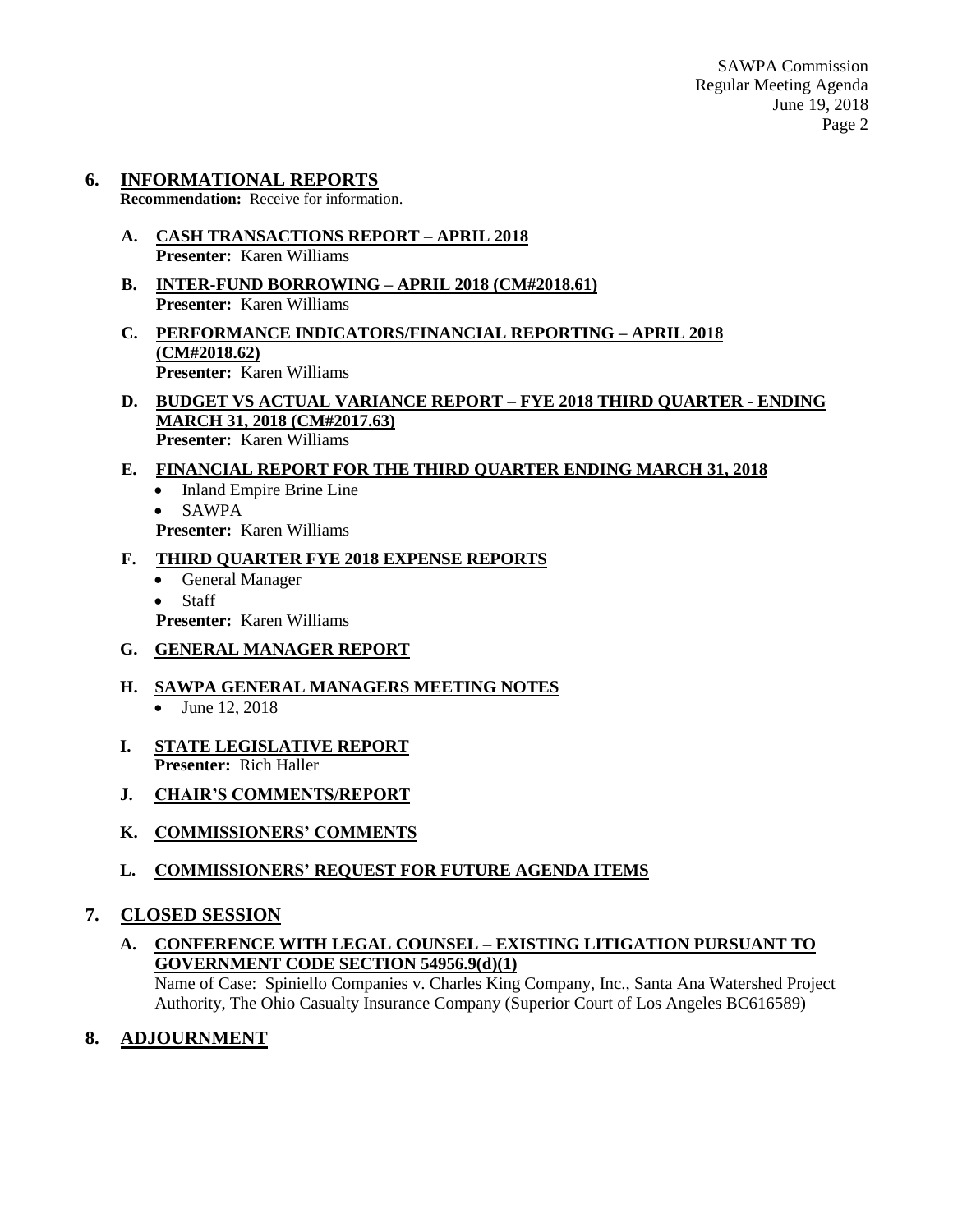## 6. INFORMATIONAL REPORTS

**Recommendation:** Receive for information.

**A. CASH TRANSACTIONS REPORT – APRIL 2018**
**Presenter:** Karen Williams

**B. INTER-FUND BORROWING – APRIL 2018 (CM#2018.61)**
**Presenter:** Karen Williams

**C. PERFORMANCE INDICATORS/FINANCIAL REPORTING – APRIL 2018 (CM#2018.62)**
**Presenter:** Karen Williams

**D. BUDGET VS ACTUAL VARIANCE REPORT – FYE 2018 THIRD QUARTER - ENDING MARCH 31, 2018 (CM#2017.63)**
**Presenter:** Karen Williams

**E. FINANCIAL REPORT FOR THE THIRD QUARTER ENDING MARCH 31, 2018**

- Inland Empire Brine Line
- SAWPA

**Presenter:** Karen Williams

**F. THIRD QUARTER FYE 2018 EXPENSE REPORTS**

- General Manager
- Staff

**Presenter:** Karen Williams

**G. GENERAL MANAGER REPORT**

**H. SAWPA GENERAL MANAGERS MEETING NOTES**

- June 12, 2018

**I. STATE LEGISLATIVE REPORT**
**Presenter:** Rich Haller

**J. CHAIR'S COMMENTS/REPORT**

**K. COMMISSIONERS' COMMENTS**

**L. COMMISSIONERS' REQUEST FOR FUTURE AGENDA ITEMS**

## 7. CLOSED SESSION

**A. CONFERENCE WITH LEGAL COUNSEL – EXISTING LITIGATION PURSUANT TO GOVERNMENT CODE SECTION 54956.9(d)(1)**
Name of Case: Spiniello Companies v. Charles King Company, Inc., Santa Ana Watershed Project Authority, The Ohio Casualty Insurance Company (Superior Court of Los Angeles BC616589)

## 8. ADJOURNMENT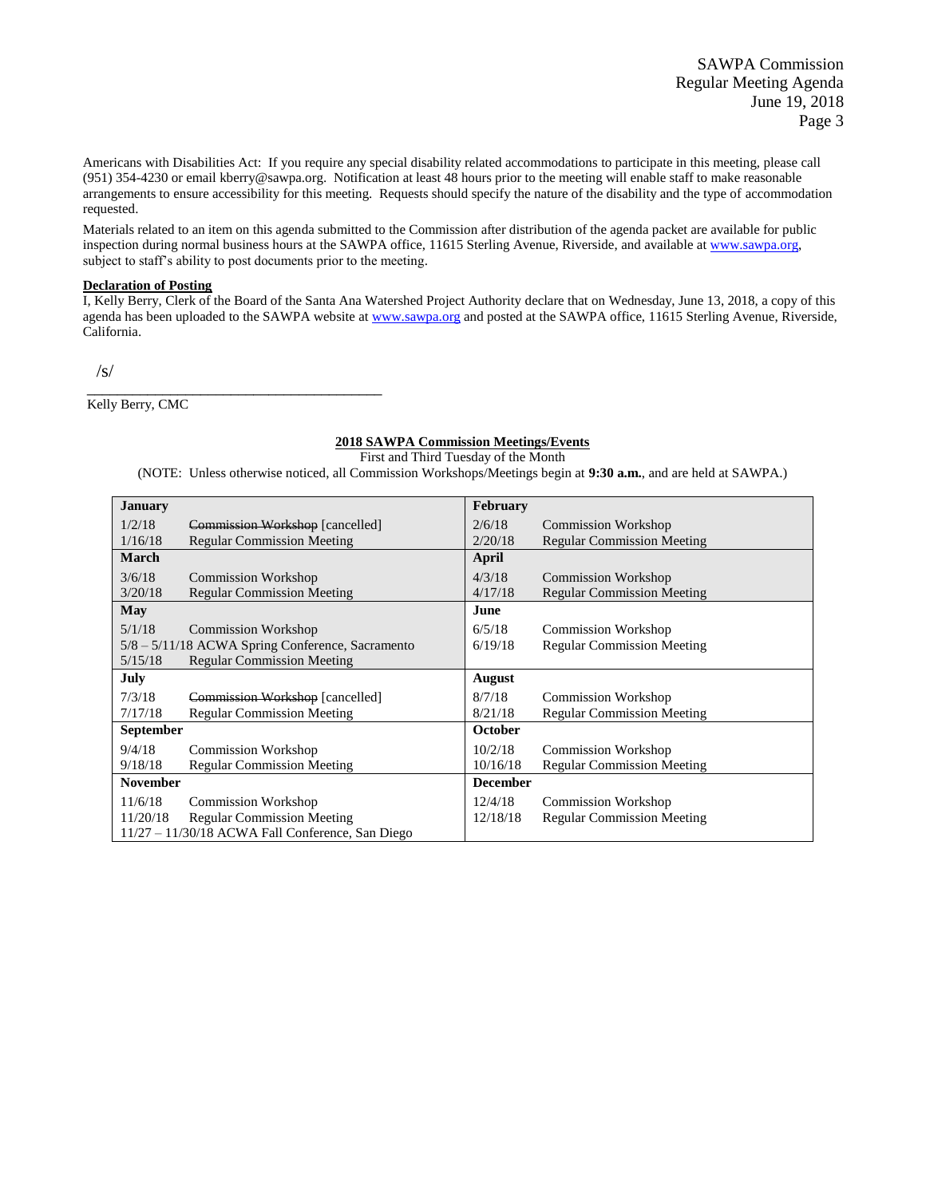Americans with Disabilities Act: If you require any special disability related accommodations to participate in this meeting, please call (951) 354-4230 or email kberry@sawpa.org. Notification at least 48 hours prior to the meeting will enable staff to make reasonable arrangements to ensure accessibility for this meeting. Requests should specify the nature of the disability and the type of accommodation requested.

Materials related to an item on this agenda submitted to the Commission after distribution of the agenda packet are available for public inspection during normal business hours at the SAWPA office, 11615 Sterling Avenue, Riverside, and available at [www.sawpa.org](http://www.sawpa.org), subject to staff's ability to post documents prior to the meeting.

**Declaration of Posting**

I, Kelly Berry, Clerk of the Board of the Santa Ana Watershed Project Authority declare that on Wednesday, June 13, 2018, a copy of this agenda has been uploaded to the SAWPA website at [www.sawpa.org](http://www.sawpa.org) and posted at the SAWPA office, 11615 Sterling Avenue, Riverside, California.

/s/

_______________________________________

Kelly Berry, CMC

**2018 SAWPA Commission Meetings/Events**

First and Third Tuesday of the Month

(NOTE: Unless otherwise noticed, all Commission Workshops/Meetings begin at **9:30 a.m.**, and are held at SAWPA.)

| | | | |
|---|---|---|---|
| **January** | | **February** | |
| 1/2/18 | ~~Commission Workshop~~ [cancelled] | 2/6/18 | Commission Workshop |
| 1/16/18 | Regular Commission Meeting | 2/20/18 | Regular Commission Meeting |
| **March** | | **April** | |
| 3/6/18 | Commission Workshop | 4/3/18 | Commission Workshop |
| 3/20/18 | Regular Commission Meeting | 4/17/18 | Regular Commission Meeting |
| **May** | | **June** | |
| 5/1/18 | Commission Workshop | 6/5/18 | Commission Workshop |
| 5/8 – 5/11/18 | ACWA Spring Conference, Sacramento | 6/19/18 | Regular Commission Meeting |
| 5/15/18 | Regular Commission Meeting | | |
| **July** | | **August** | |
| 7/3/18 | ~~Commission Workshop~~ [cancelled] | 8/7/18 | Commission Workshop |
| 7/17/18 | Regular Commission Meeting | 8/21/18 | Regular Commission Meeting |
| **September** | | **October** | |
| 9/4/18 | Commission Workshop | 10/2/18 | Commission Workshop |
| 9/18/18 | Regular Commission Meeting | 10/16/18 | Regular Commission Meeting |
| **November** | | **December** | |
| 11/6/18 | Commission Workshop | 12/4/18 | Commission Workshop |
| 11/20/18 | Regular Commission Meeting | 12/18/18 | Regular Commission Meeting |
| 11/27 – 11/30/18 | ACWA Fall Conference, San Diego | | |